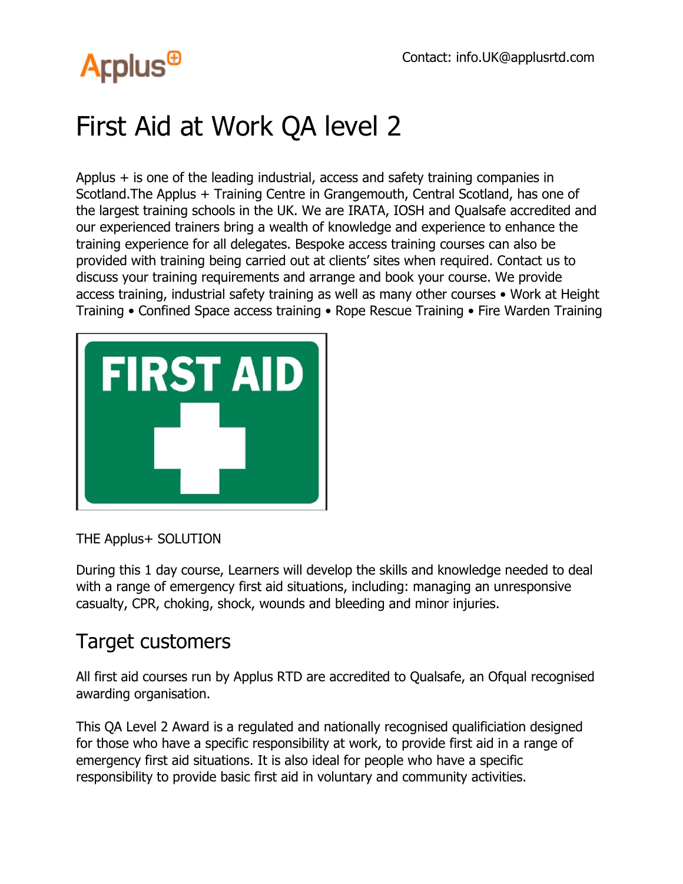Contact: info.UK@applusrtd.com

# First Aid at Work QA level 2

Applus + is one of the leading industrial, access and safety training companies in Scotland.The Applus + Training Centre in Grangemouth, Central Scotland, has one of the largest training schools in the UK. We are IRATA, IOSH and Qualsafe accredited and our experienced trainers bring a wealth of knowledge and experience to enhance the training experience for all delegates. Bespoke access training courses can also be provided with training being carried out at clients' sites when required. Contact us to discuss your training requirements and arrange and book your course. We provide access training, industrial safety training as well as many other courses • Work at Height Training • Confined Space access training • Rope Rescue Training • Fire Warden Training

THE Applus+ SOLUTION

During this 1 day course, Learners will develop the skills and knowledge needed to deal with a range of emergency first aid situations, including: managing an unresponsive casualty, CPR, choking, shock, wounds and bleeding and minor injuries.

## Target customers

All first aid courses run by Applus RTD are accredited to Qualsafe, an Ofqual recognised awarding organisation.

This QA Level 2 Award is a regulated and nationally recognised qualificiation designed for those who have a specific responsibility at work, to provide first aid in a range of emergency first aid situations. It is also ideal for people who have a specific responsibility to provide basic first aid in voluntary and community activities.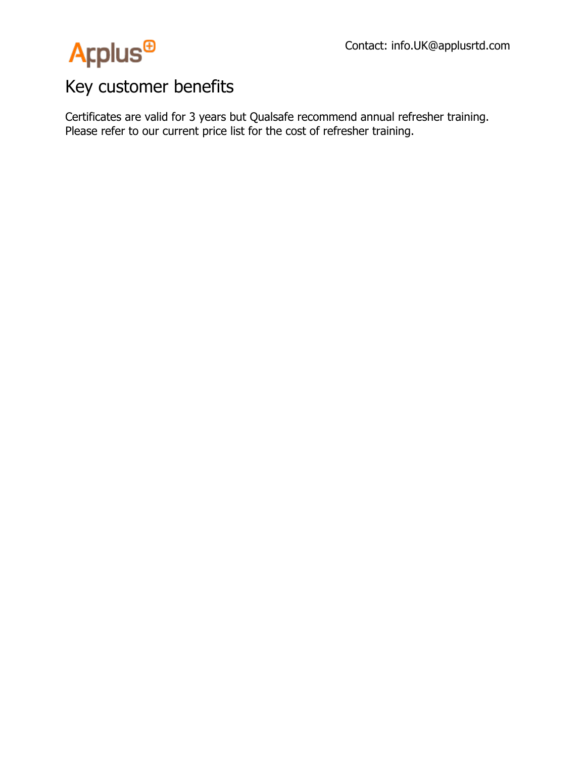Contact: info.UK@applusrtd.com

## Key customer benefits

Certificates are valid for 3 years but Qualsafe recommend annual refresher training. Please refer to our current price list for the cost of refresher training.